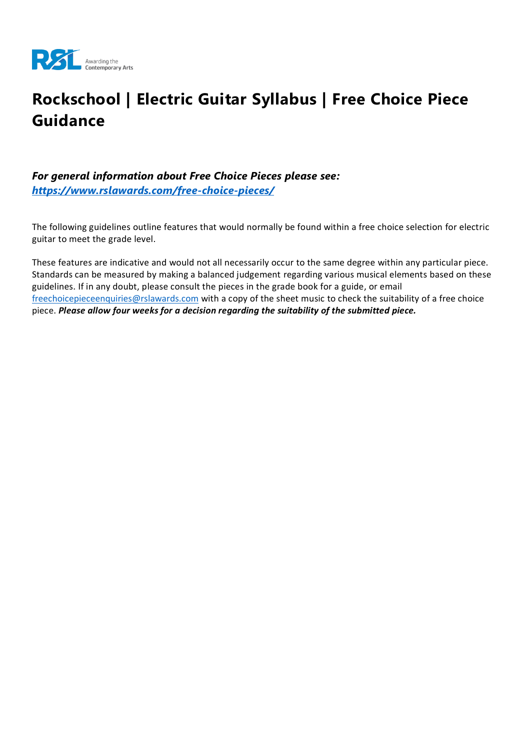# Rockschool | Electric Guitar Syllabus | Free Choice Piece Guidance

***For general information about Free Choice Pieces please see:*** ***[https://www.rslawards.com/free-choice-pieces/](https://www.rslawards.com/free-choice-pieces/)***

The following guidelines outline features that would normally be found within a free choice selection for electric guitar to meet the grade level.

These features are indicative and would not all necessarily occur to the same degree within any particular piece. Standards can be measured by making a balanced judgement regarding various musical elements based on these guidelines. If in any doubt, please consult the pieces in the grade book for a guide, or email [freechoicepieceenquiries@rslawards.com](mailto:freechoicepieceenquiries@rslawards.com) with a copy of the sheet music to check the suitability of a free choice piece. ***Please allow four weeks for a decision regarding the suitability of the submitted piece.***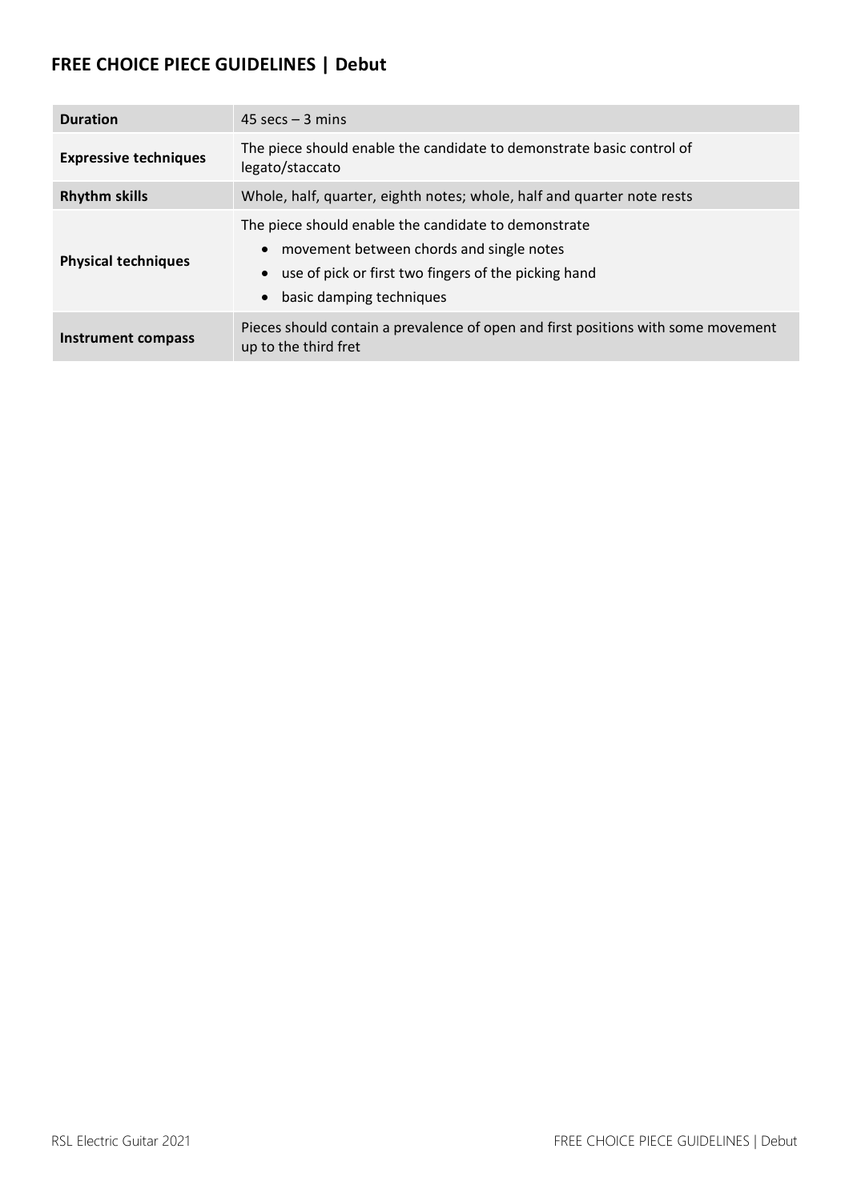## FREE CHOICE PIECE GUIDELINES | Debut

| | |
|---|---|
| **Duration** | 45 secs – 3 mins |
| **Expressive techniques** | The piece should enable the candidate to demonstrate basic control of legato/staccato |
| **Rhythm skills** | Whole, half, quarter, eighth notes; whole, half and quarter note rests |
| **Physical techniques** | The piece should enable the candidate to demonstrate<br>• movement between chords and single notes<br>• use of pick or first two fingers of the picking hand<br>• basic damping techniques |
| **Instrument compass** | Pieces should contain a prevalence of open and first positions with some movement up to the third fret |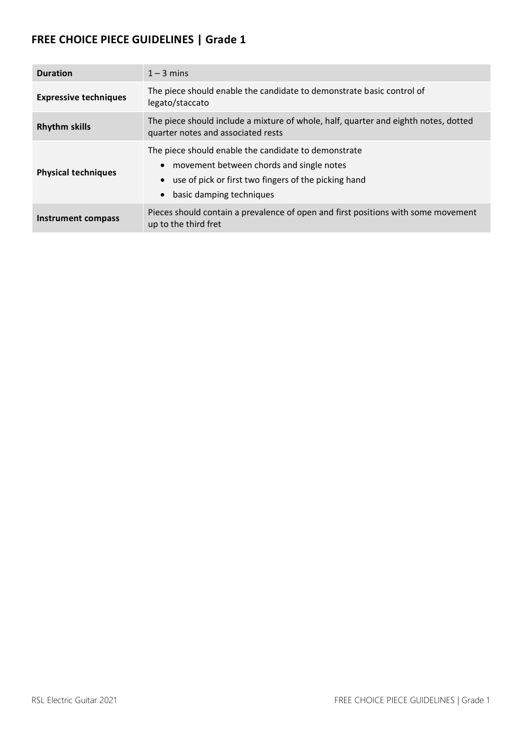## FREE CHOICE PIECE GUIDELINES | Grade 1

| | |
|---|---|
| **Duration** | 1 – 3 mins |
| **Expressive techniques** | The piece should enable the candidate to demonstrate basic control of legato/staccato |
| **Rhythm skills** | The piece should include a mixture of whole, half, quarter and eighth notes, dotted quarter notes and associated rests |
| **Physical techniques** | The piece should enable the candidate to demonstrate<br>• movement between chords and single notes<br>• use of pick or first two fingers of the picking hand<br>• basic damping techniques |
| **Instrument compass** | Pieces should contain a prevalence of open and first positions with some movement up to the third fret |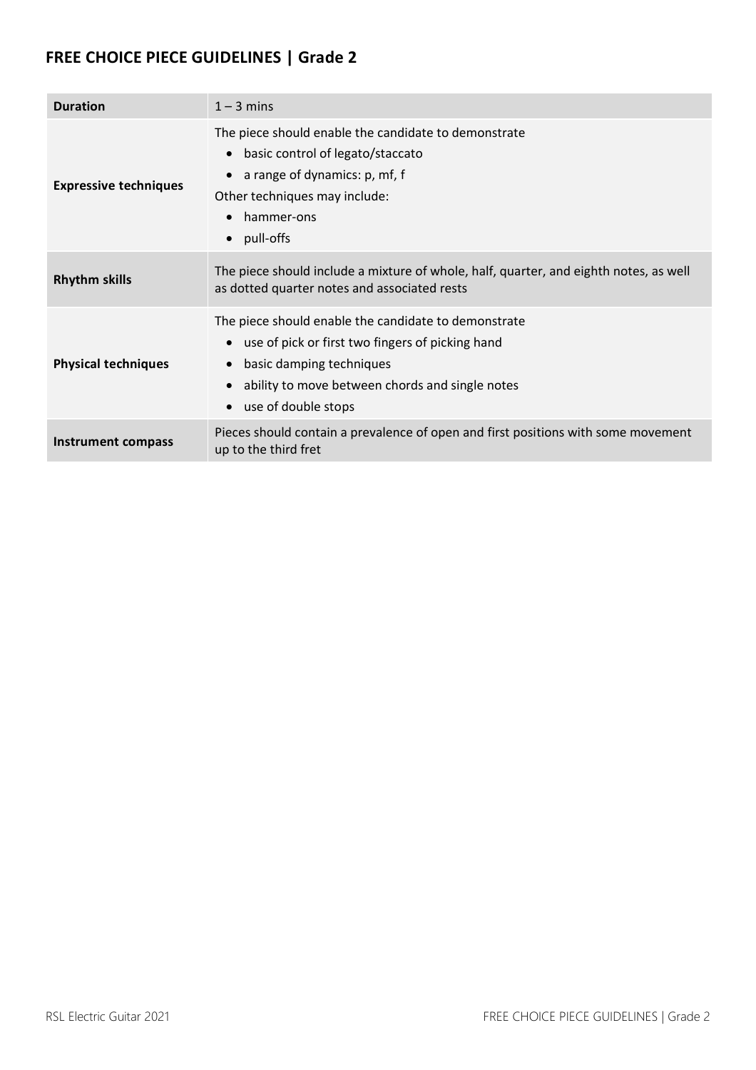## FREE CHOICE PIECE GUIDELINES | Grade 2

| | |
|---|---|
| **Duration** | 1 – 3 mins |
| **Expressive techniques** | The piece should enable the candidate to demonstrate<br>• basic control of legato/staccato<br>• a range of dynamics: p, mf, f<br>Other techniques may include:<br>• hammer-ons<br>• pull-offs |
| **Rhythm skills** | The piece should include a mixture of whole, half, quarter, and eighth notes, as well as dotted quarter notes and associated rests |
| **Physical techniques** | The piece should enable the candidate to demonstrate<br>• use of pick or first two fingers of picking hand<br>• basic damping techniques<br>• ability to move between chords and single notes<br>• use of double stops |
| **Instrument compass** | Pieces should contain a prevalence of open and first positions with some movement up to the third fret |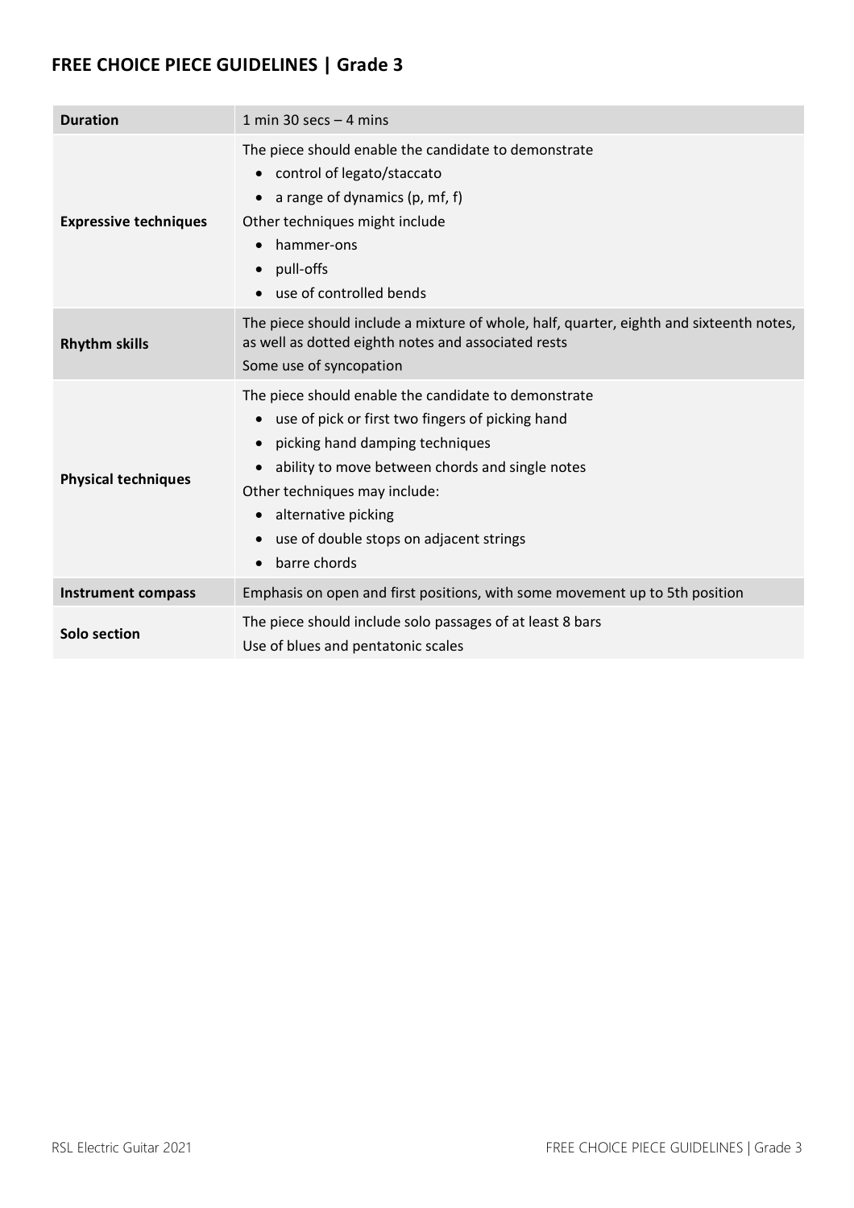## FREE CHOICE PIECE GUIDELINES | Grade 3

| | |
|---|---|
| **Duration** | 1 min 30 secs – 4 mins |
| **Expressive techniques** | The piece should enable the candidate to demonstrate<br>• control of legato/staccato<br>• a range of dynamics (p, mf, f)<br>Other techniques might include<br>• hammer-ons<br>• pull-offs<br>• use of controlled bends |
| **Rhythm skills** | The piece should include a mixture of whole, half, quarter, eighth and sixteenth notes, as well as dotted eighth notes and associated rests<br>Some use of syncopation |
| **Physical techniques** | The piece should enable the candidate to demonstrate<br>• use of pick or first two fingers of picking hand<br>• picking hand damping techniques<br>• ability to move between chords and single notes<br>Other techniques may include:<br>• alternative picking<br>• use of double stops on adjacent strings<br>• barre chords |
| **Instrument compass** | Emphasis on open and first positions, with some movement up to 5th position |
| **Solo section** | The piece should include solo passages of at least 8 bars<br>Use of blues and pentatonic scales |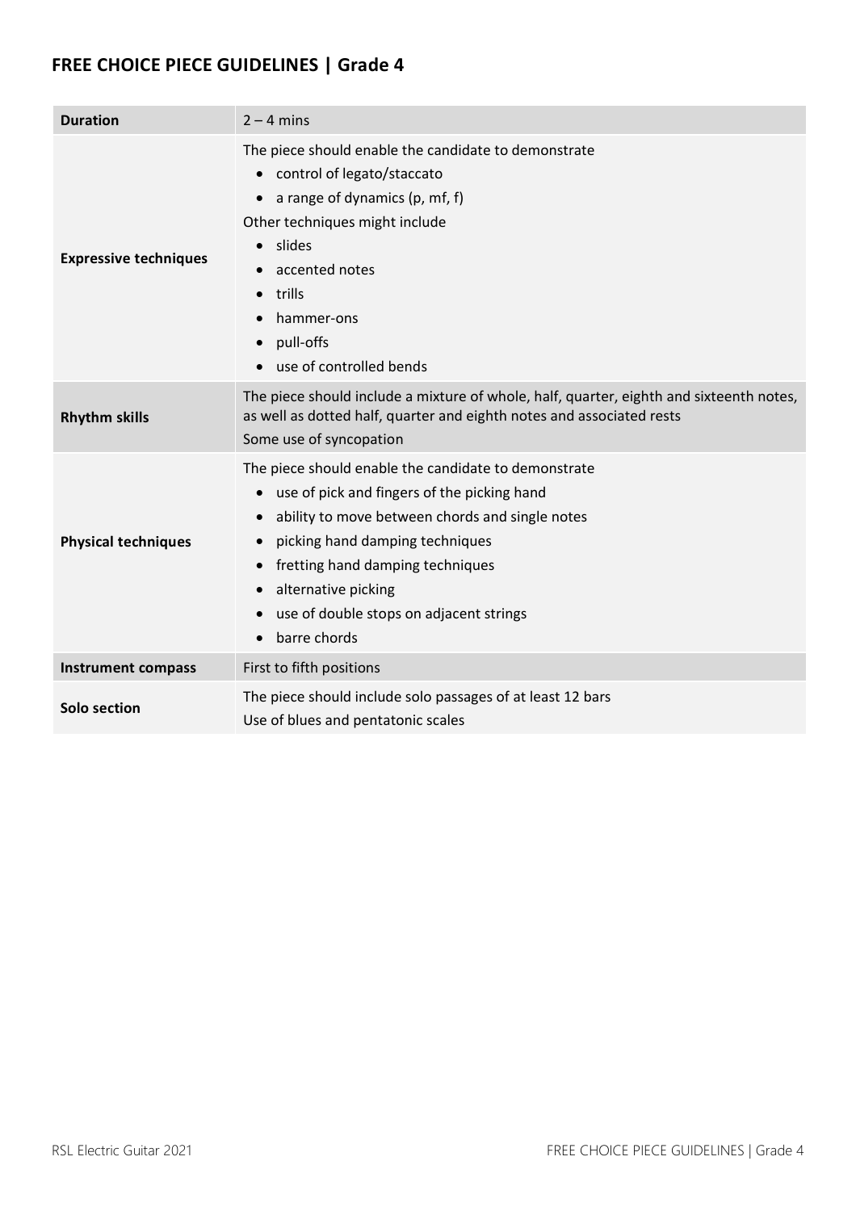## FREE CHOICE PIECE GUIDELINES | Grade 4

| **Duration** | 2 – 4 mins |
|---|---|
| **Expressive techniques** | The piece should enable the candidate to demonstrate<br>• control of legato/staccato<br>• a range of dynamics (p, mf, f)<br>Other techniques might include<br>• slides<br>• accented notes<br>• trills<br>• hammer-ons<br>• pull-offs<br>• use of controlled bends |
| **Rhythm skills** | The piece should include a mixture of whole, half, quarter, eighth and sixteenth notes, as well as dotted half, quarter and eighth notes and associated rests<br>Some use of syncopation |
| **Physical techniques** | The piece should enable the candidate to demonstrate<br>• use of pick and fingers of the picking hand<br>• ability to move between chords and single notes<br>• picking hand damping techniques<br>• fretting hand damping techniques<br>• alternative picking<br>• use of double stops on adjacent strings<br>• barre chords |
| **Instrument compass** | First to fifth positions |
| **Solo section** | The piece should include solo passages of at least 12 bars<br>Use of blues and pentatonic scales |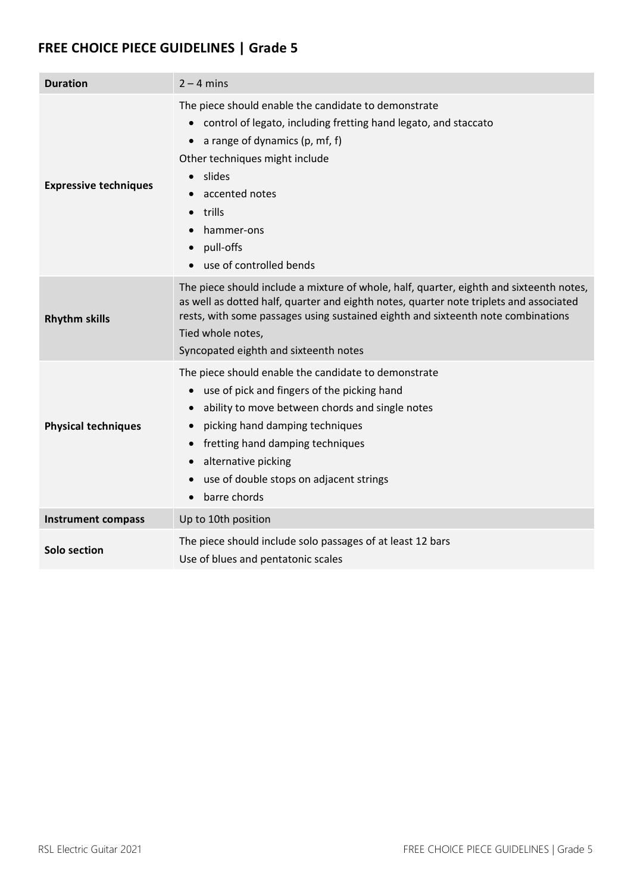## FREE CHOICE PIECE GUIDELINES | Grade 5

| | |
|---|---|
| **Duration** | 2 – 4 mins |
| **Expressive techniques** | The piece should enable the candidate to demonstrate<br>• control of legato, including fretting hand legato, and staccato<br>• a range of dynamics (p, mf, f)<br>Other techniques might include<br>• slides<br>• accented notes<br>• trills<br>• hammer-ons<br>• pull-offs<br>• use of controlled bends |
| **Rhythm skills** | The piece should include a mixture of whole, half, quarter, eighth and sixteenth notes, as well as dotted half, quarter and eighth notes, quarter note triplets and associated rests, with some passages using sustained eighth and sixteenth note combinations<br>Tied whole notes,<br>Syncopated eighth and sixteenth notes |
| **Physical techniques** | The piece should enable the candidate to demonstrate<br>• use of pick and fingers of the picking hand<br>• ability to move between chords and single notes<br>• picking hand damping techniques<br>• fretting hand damping techniques<br>• alternative picking<br>• use of double stops on adjacent strings<br>• barre chords |
| **Instrument compass** | Up to 10th position |
| **Solo section** | The piece should include solo passages of at least 12 bars<br>Use of blues and pentatonic scales |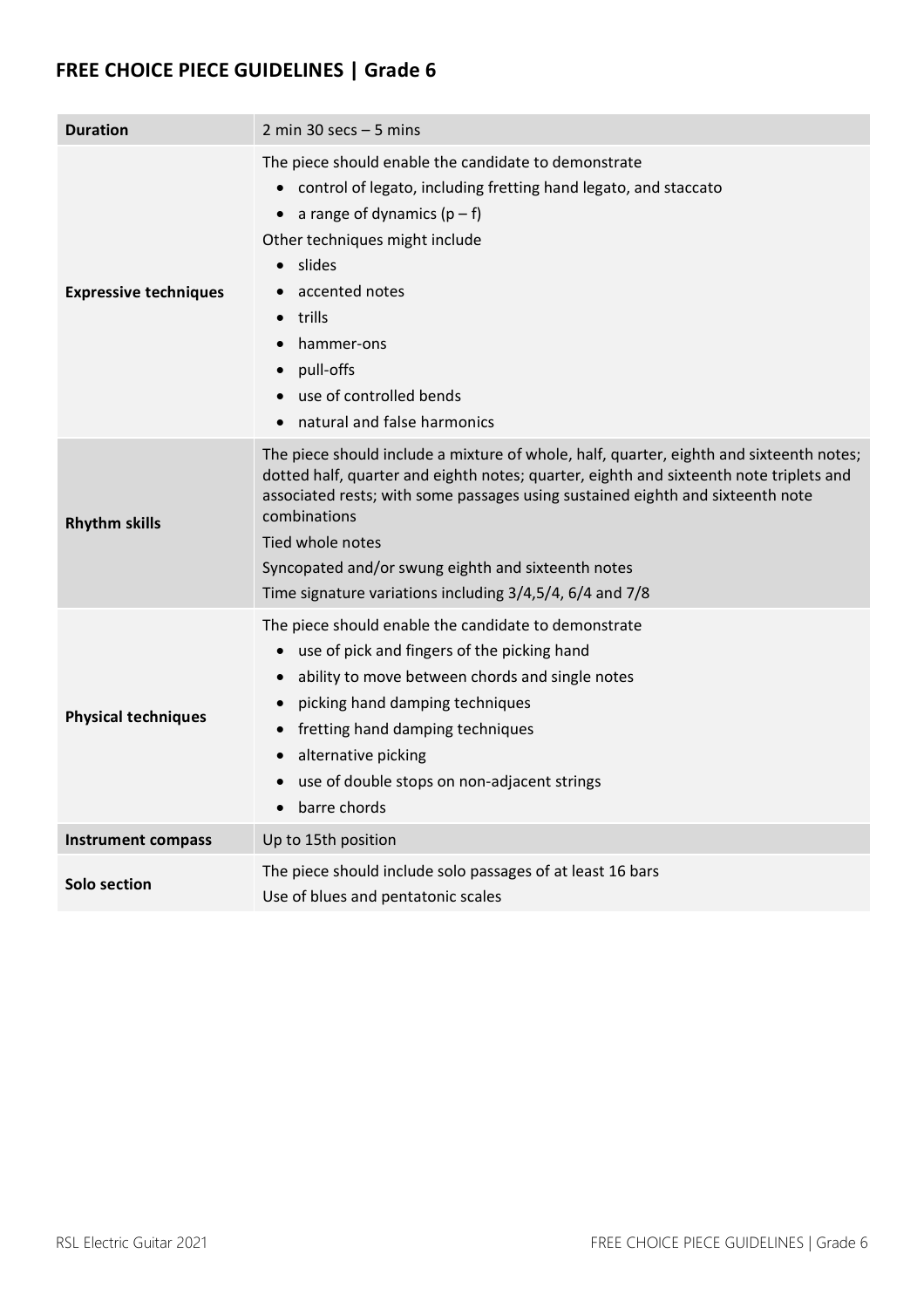## FREE CHOICE PIECE GUIDELINES | Grade 6

| | |
|---|---|
| **Duration** | 2 min 30 secs – 5 mins |
| **Expressive techniques** | The piece should enable the candidate to demonstrate<br>• control of legato, including fretting hand legato, and staccato<br>• a range of dynamics (p – f)<br>Other techniques might include<br>• slides<br>• accented notes<br>• trills<br>• hammer-ons<br>• pull-offs<br>• use of controlled bends<br>• natural and false harmonics |
| **Rhythm skills** | The piece should include a mixture of whole, half, quarter, eighth and sixteenth notes; dotted half, quarter and eighth notes; quarter, eighth and sixteenth note triplets and associated rests; with some passages using sustained eighth and sixteenth note combinations<br>Tied whole notes<br>Syncopated and/or swung eighth and sixteenth notes<br>Time signature variations including 3/4,5/4, 6/4 and 7/8 |
| **Physical techniques** | The piece should enable the candidate to demonstrate<br>• use of pick and fingers of the picking hand<br>• ability to move between chords and single notes<br>• picking hand damping techniques<br>• fretting hand damping techniques<br>• alternative picking<br>• use of double stops on non-adjacent strings<br>• barre chords |
| **Instrument compass** | Up to 15th position |
| **Solo section** | The piece should include solo passages of at least 16 bars<br>Use of blues and pentatonic scales |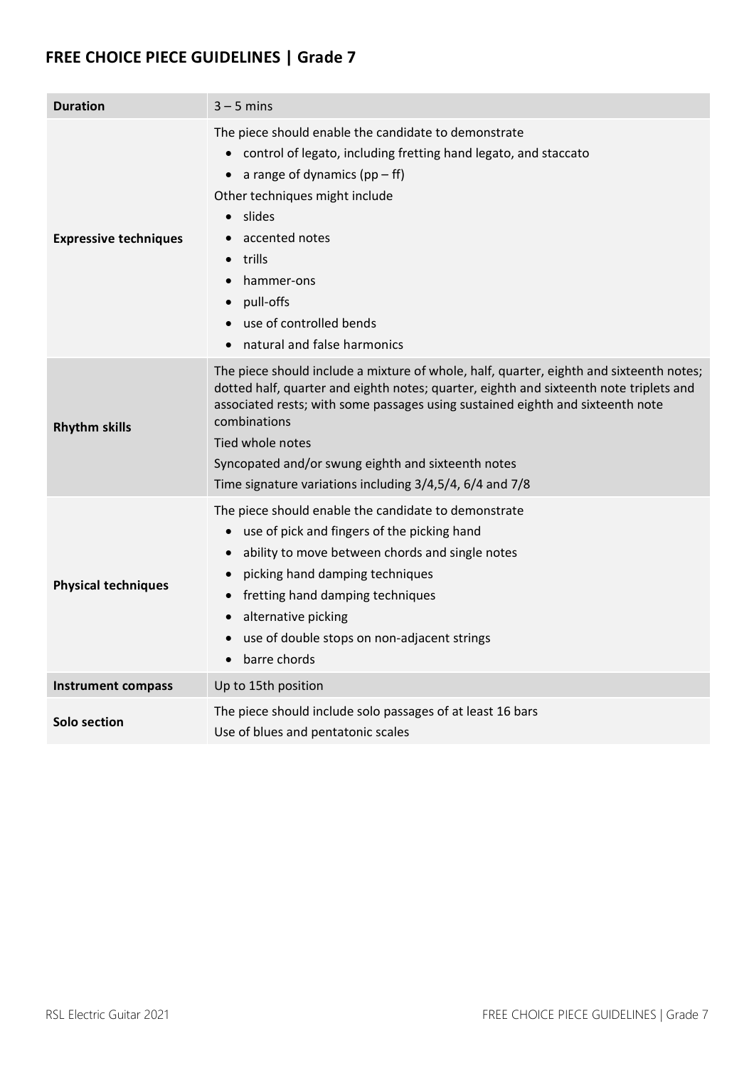## FREE CHOICE PIECE GUIDELINES | Grade 7

| | |
|---|---|
| **Duration** | 3 – 5 mins |
| **Expressive techniques** | The piece should enable the candidate to demonstrate<br>• control of legato, including fretting hand legato, and staccato<br>• a range of dynamics (pp – ff)<br>Other techniques might include<br>• slides<br>• accented notes<br>• trills<br>• hammer-ons<br>• pull-offs<br>• use of controlled bends<br>• natural and false harmonics |
| **Rhythm skills** | The piece should include a mixture of whole, half, quarter, eighth and sixteenth notes; dotted half, quarter and eighth notes; quarter, eighth and sixteenth note triplets and associated rests; with some passages using sustained eighth and sixteenth note combinations<br>Tied whole notes<br>Syncopated and/or swung eighth and sixteenth notes<br>Time signature variations including 3/4,5/4, 6/4 and 7/8 |
| **Physical techniques** | The piece should enable the candidate to demonstrate<br>• use of pick and fingers of the picking hand<br>• ability to move between chords and single notes<br>• picking hand damping techniques<br>• fretting hand damping techniques<br>• alternative picking<br>• use of double stops on non-adjacent strings<br>• barre chords |
| **Instrument compass** | Up to 15th position |
| **Solo section** | The piece should include solo passages of at least 16 bars<br>Use of blues and pentatonic scales |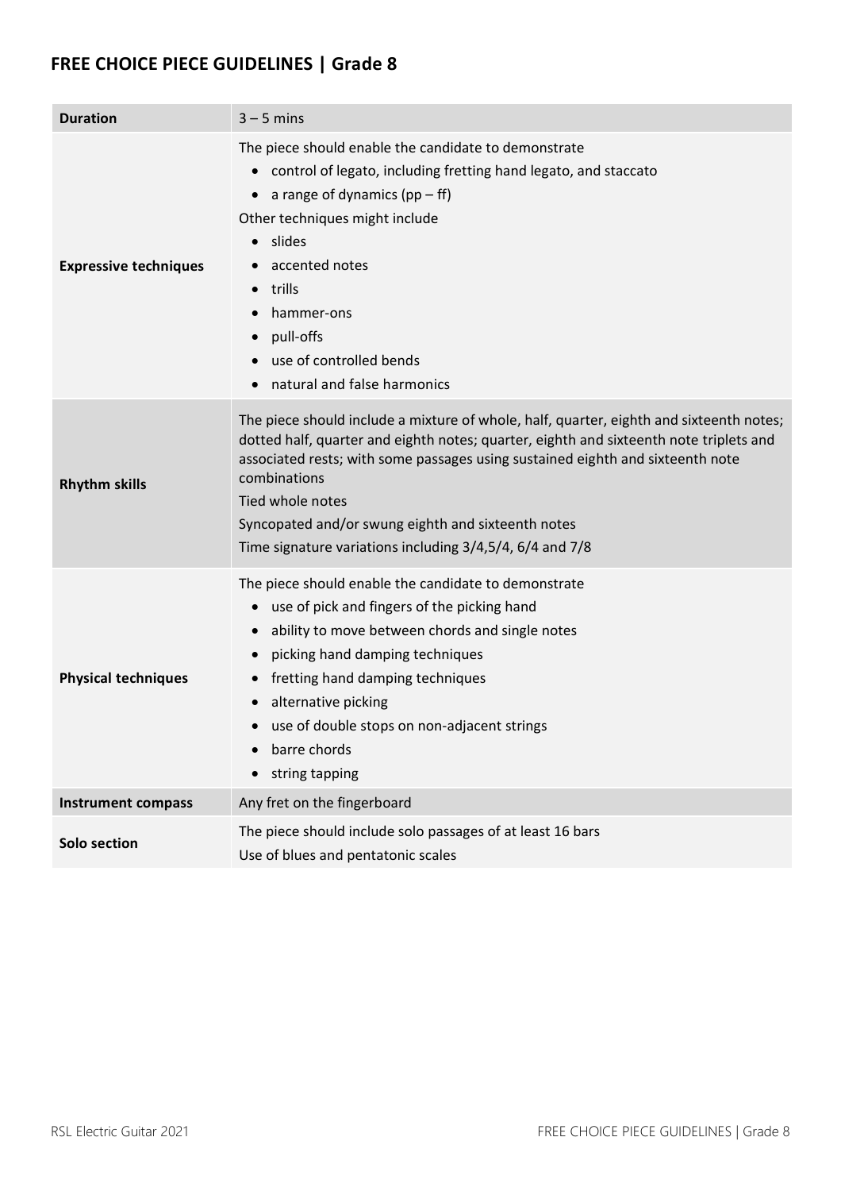## FREE CHOICE PIECE GUIDELINES | Grade 8

| | |
|---|---|
| **Duration** | 3 – 5 mins |
| **Expressive techniques** | The piece should enable the candidate to demonstrate<br>• control of legato, including fretting hand legato, and staccato<br>• a range of dynamics (pp – ff)<br>Other techniques might include<br>• slides<br>• accented notes<br>• trills<br>• hammer-ons<br>• pull-offs<br>• use of controlled bends<br>• natural and false harmonics |
| **Rhythm skills** | The piece should include a mixture of whole, half, quarter, eighth and sixteenth notes; dotted half, quarter and eighth notes; quarter, eighth and sixteenth note triplets and associated rests; with some passages using sustained eighth and sixteenth note combinations<br>Tied whole notes<br>Syncopated and/or swung eighth and sixteenth notes<br>Time signature variations including 3/4,5/4, 6/4 and 7/8 |
| **Physical techniques** | The piece should enable the candidate to demonstrate<br>• use of pick and fingers of the picking hand<br>• ability to move between chords and single notes<br>• picking hand damping techniques<br>• fretting hand damping techniques<br>• alternative picking<br>• use of double stops on non-adjacent strings<br>• barre chords<br>• string tapping |
| **Instrument compass** | Any fret on the fingerboard |
| **Solo section** | The piece should include solo passages of at least 16 bars<br>Use of blues and pentatonic scales |